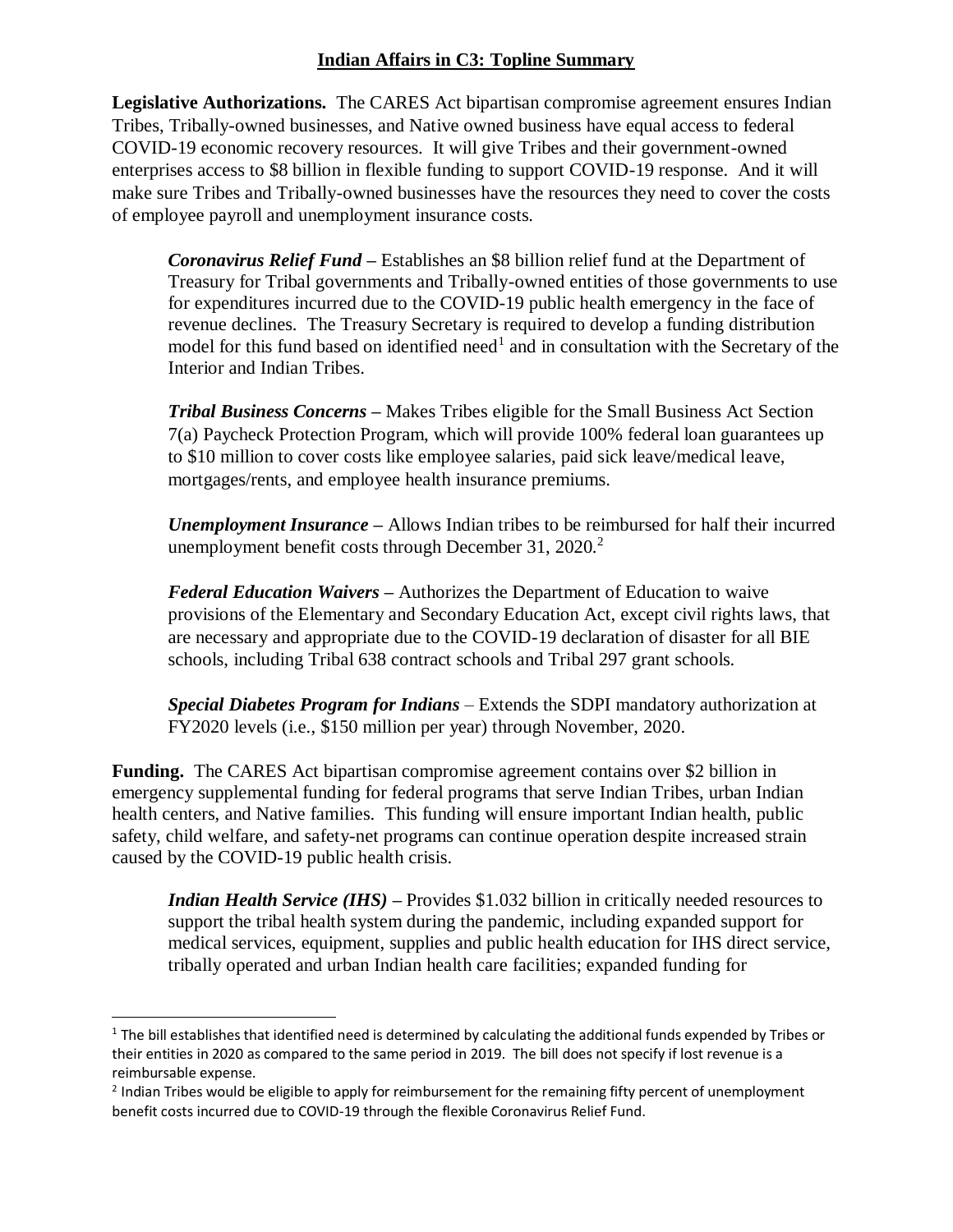# Indian Affairs in C3: Topline Summary

**Legislative Authorizations.** The CARES Act bipartisan compromise agreement ensures Indian Tribes, Tribally-owned businesses, and Native owned business have equal access to federal COVID-19 economic recovery resources. It will give Tribes and their government-owned enterprises access to $8 billion in flexible funding to support COVID-19 response. And it will make sure Tribes and Tribally-owned businesses have the resources they need to cover the costs of employee payroll and unemployment insurance costs.

> ***Coronavirus Relief Fund*** **–** Establishes an $8 billion relief fund at the Department of Treasury for Tribal governments and Tribally-owned entities of those governments to use for expenditures incurred due to the COVID-19 public health emergency in the face of revenue declines. The Treasury Secretary is required to develop a funding distribution model for this fund based on identified need[1] and in consultation with the Secretary of the Interior and Indian Tribes.
>
> ***Tribal Business Concerns*** **–** Makes Tribes eligible for the Small Business Act Section 7(a) Paycheck Protection Program, which will provide 100% federal loan guarantees up to $10 million to cover costs like employee salaries, paid sick leave/medical leave, mortgages/rents, and employee health insurance premiums.
>
> ***Unemployment Insurance*** **–** Allows Indian tribes to be reimbursed for half their incurred unemployment benefit costs through December 31, 2020.[2]
>
> ***Federal Education Waivers*** **–** Authorizes the Department of Education to waive provisions of the Elementary and Secondary Education Act, except civil rights laws, that are necessary and appropriate due to the COVID-19 declaration of disaster for all BIE schools, including Tribal 638 contract schools and Tribal 297 grant schools.
>
> ***Special Diabetes Program for Indians*** – Extends the SDPI mandatory authorization at FY2020 levels (i.e., $150 million per year) through November, 2020.

**Funding.** The CARES Act bipartisan compromise agreement contains over $2 billion in emergency supplemental funding for federal programs that serve Indian Tribes, urban Indian health centers, and Native families. This funding will ensure important Indian health, public safety, child welfare, and safety-net programs can continue operation despite increased strain caused by the COVID-19 public health crisis.

> ***Indian Health Service (IHS)*** **–** Provides $1.032 billion in critically needed resources to support the tribal health system during the pandemic, including expanded support for medical services, equipment, supplies and public health education for IHS direct service, tribally operated and urban Indian health care facilities; expanded funding for

---

[1] The bill establishes that identified need is determined by calculating the additional funds expended by Tribes or their entities in 2020 as compared to the same period in 2019. The bill does not specify if lost revenue is a reimbursable expense.

[2] Indian Tribes would be eligible to apply for reimbursement for the remaining fifty percent of unemployment benefit costs incurred due to COVID-19 through the flexible Coronavirus Relief Fund.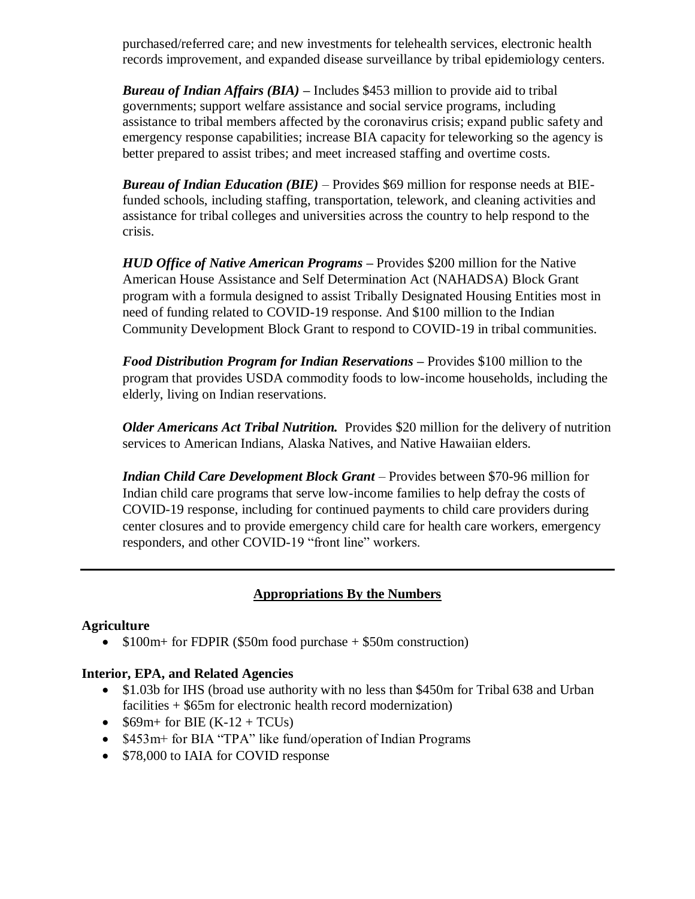purchased/referred care; and new investments for telehealth services, electronic health records improvement, and expanded disease surveillance by tribal epidemiology centers.

***Bureau of Indian Affairs (BIA)*** – Includes $453 million to provide aid to tribal governments; support welfare assistance and social service programs, including assistance to tribal members affected by the coronavirus crisis; expand public safety and emergency response capabilities; increase BIA capacity for teleworking so the agency is better prepared to assist tribes; and meet increased staffing and overtime costs.

***Bureau of Indian Education (BIE)*** – Provides $69 million for response needs at BIE-funded schools, including staffing, transportation, telework, and cleaning activities and assistance for tribal colleges and universities across the country to help respond to the crisis.

***HUD Office of Native American Programs*** – Provides $200 million for the Native American House Assistance and Self Determination Act (NAHADSA) Block Grant program with a formula designed to assist Tribally Designated Housing Entities most in need of funding related to COVID-19 response. And $100 million to the Indian Community Development Block Grant to respond to COVID-19 in tribal communities.

***Food Distribution Program for Indian Reservations*** – Provides $100 million to the program that provides USDA commodity foods to low-income households, including the elderly, living on Indian reservations.

***Older Americans Act Tribal Nutrition.*** Provides $20 million for the delivery of nutrition services to American Indians, Alaska Natives, and Native Hawaiian elders.

***Indian Child Care Development Block Grant*** – Provides between $70-96 million for Indian child care programs that serve low-income families to help defray the costs of COVID-19 response, including for continued payments to child care providers during center closures and to provide emergency child care for health care workers, emergency responders, and other COVID-19 "front line" workers.

---

## Appropriations By the Numbers

**Agriculture**

- $100m+ for FDPIR ($50m food purchase + $50m construction)

**Interior, EPA, and Related Agencies**

- $1.03b for IHS (broad use authority with no less than $450m for Tribal 638 and Urban facilities + $65m for electronic health record modernization)
- $69m+ for BIE (K-12 + TCUs)
- $453m+ for BIA "TPA" like fund/operation of Indian Programs
- $78,000 to IAIA for COVID response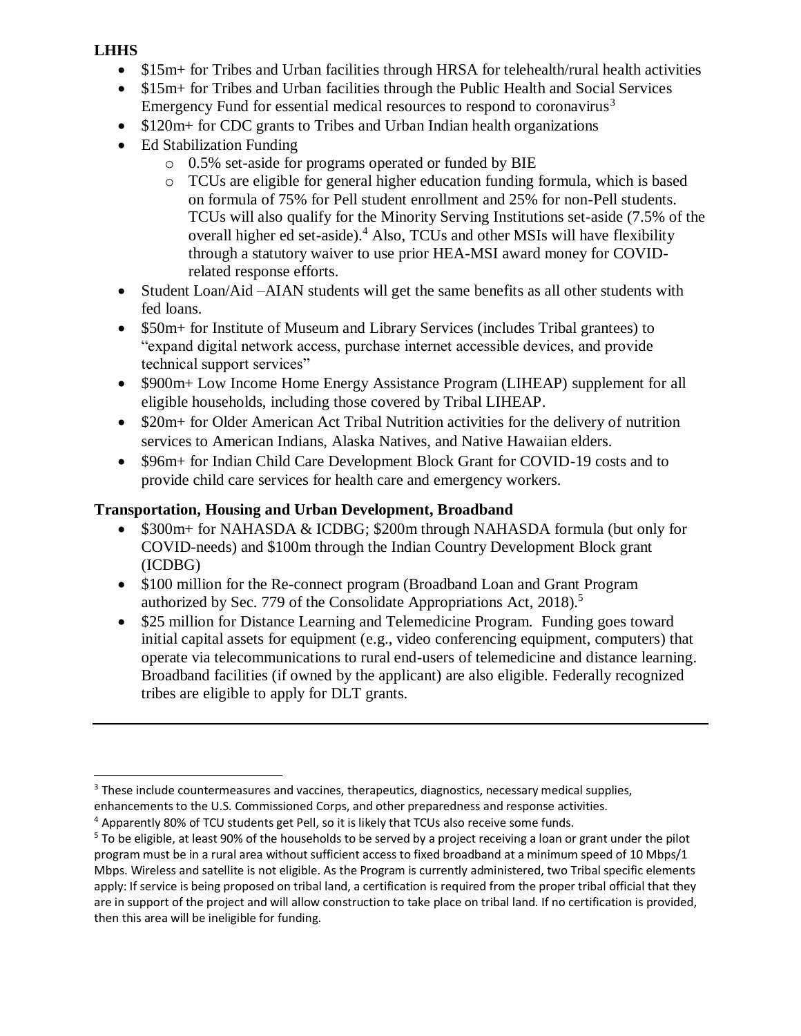**LHHS**

- $15m+ for Tribes and Urban facilities through HRSA for telehealth/rural health activities
- $15m+ for Tribes and Urban facilities through the Public Health and Social Services Emergency Fund for essential medical resources to respond to coronavirus[3]
- $120m+ for CDC grants to Tribes and Urban Indian health organizations
- Ed Stabilization Funding
  - 0.5% set-aside for programs operated or funded by BIE
  - TCUs are eligible for general higher education funding formula, which is based on formula of 75% for Pell student enrollment and 25% for non-Pell students. TCUs will also qualify for the Minority Serving Institutions set-aside (7.5% of the overall higher ed set-aside).[4] Also, TCUs and other MSIs will have flexibility through a statutory waiver to use prior HEA-MSI award money for COVID-related response efforts.
- Student Loan/Aid –AIAN students will get the same benefits as all other students with fed loans.
- $50m+ for Institute of Museum and Library Services (includes Tribal grantees) to "expand digital network access, purchase internet accessible devices, and provide technical support services"
- $900m+ Low Income Home Energy Assistance Program (LIHEAP) supplement for all eligible households, including those covered by Tribal LIHEAP.
- $20m+ for Older American Act Tribal Nutrition activities for the delivery of nutrition services to American Indians, Alaska Natives, and Native Hawaiian elders.
- $96m+ for Indian Child Care Development Block Grant for COVID-19 costs and to provide child care services for health care and emergency workers.

**Transportation, Housing and Urban Development, Broadband**

- $300m+ for NAHASDA & ICDBG; $200m through NAHASDA formula (but only for COVID-needs) and $100m through the Indian Country Development Block grant (ICDBG)
- $100 million for the Re-connect program (Broadband Loan and Grant Program authorized by Sec. 779 of the Consolidate Appropriations Act, 2018).[5]
- $25 million for Distance Learning and Telemedicine Program. Funding goes toward initial capital assets for equipment (e.g., video conferencing equipment, computers) that operate via telecommunications to rural end-users of telemedicine and distance learning. Broadband facilities (if owned by the applicant) are also eligible. Federally recognized tribes are eligible to apply for DLT grants.

---

[3] These include countermeasures and vaccines, therapeutics, diagnostics, necessary medical supplies, enhancements to the U.S. Commissioned Corps, and other preparedness and response activities.

[4] Apparently 80% of TCU students get Pell, so it is likely that TCUs also receive some funds.

[5] To be eligible, at least 90% of the households to be served by a project receiving a loan or grant under the pilot program must be in a rural area without sufficient access to fixed broadband at a minimum speed of 10 Mbps/1 Mbps. Wireless and satellite is not eligible. As the Program is currently administered, two Tribal specific elements apply: If service is being proposed on tribal land, a certification is required from the proper tribal official that they are in support of the project and will allow construction to take place on tribal land. If no certification is provided, then this area will be ineligible for funding.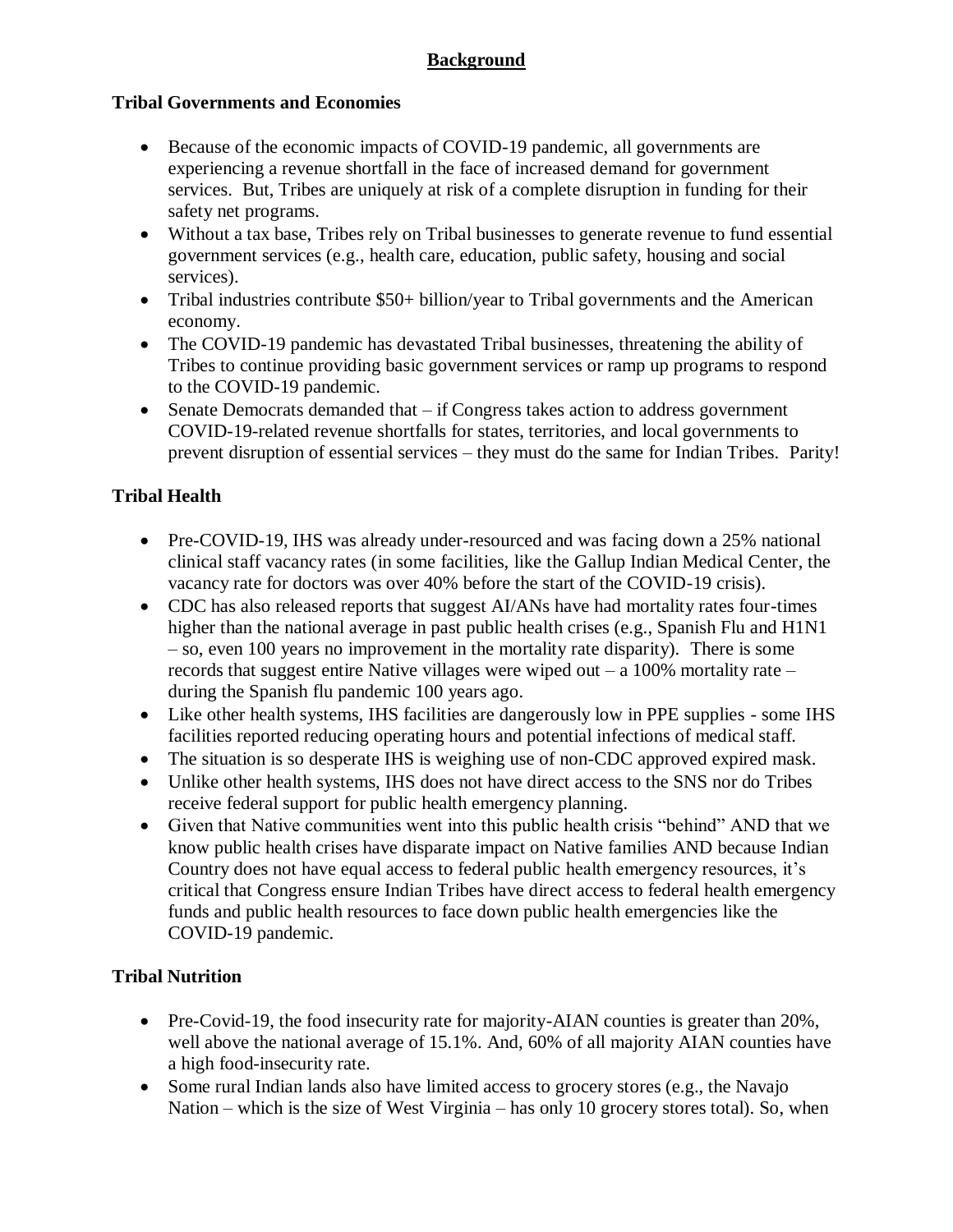## **Background**

### Tribal Governments and Economies

- Because of the economic impacts of COVID-19 pandemic, all governments are experiencing a revenue shortfall in the face of increased demand for government services. But, Tribes are uniquely at risk of a complete disruption in funding for their safety net programs.
- Without a tax base, Tribes rely on Tribal businesses to generate revenue to fund essential government services (e.g., health care, education, public safety, housing and social services).
- Tribal industries contribute $50+ billion/year to Tribal governments and the American economy.
- The COVID-19 pandemic has devastated Tribal businesses, threatening the ability of Tribes to continue providing basic government services or ramp up programs to respond to the COVID-19 pandemic.
- Senate Democrats demanded that – if Congress takes action to address government COVID-19-related revenue shortfalls for states, territories, and local governments to prevent disruption of essential services – they must do the same for Indian Tribes. Parity!

### Tribal Health

- Pre-COVID-19, IHS was already under-resourced and was facing down a 25% national clinical staff vacancy rates (in some facilities, like the Gallup Indian Medical Center, the vacancy rate for doctors was over 40% before the start of the COVID-19 crisis).
- CDC has also released reports that suggest AI/ANs have had mortality rates four-times higher than the national average in past public health crises (e.g., Spanish Flu and H1N1 – so, even 100 years no improvement in the mortality rate disparity). There is some records that suggest entire Native villages were wiped out – a 100% mortality rate – during the Spanish flu pandemic 100 years ago.
- Like other health systems, IHS facilities are dangerously low in PPE supplies - some IHS facilities reported reducing operating hours and potential infections of medical staff.
- The situation is so desperate IHS is weighing use of non-CDC approved expired mask.
- Unlike other health systems, IHS does not have direct access to the SNS nor do Tribes receive federal support for public health emergency planning.
- Given that Native communities went into this public health crisis "behind" AND that we know public health crises have disparate impact on Native families AND because Indian Country does not have equal access to federal public health emergency resources, it's critical that Congress ensure Indian Tribes have direct access to federal health emergency funds and public health resources to face down public health emergencies like the COVID-19 pandemic.

### Tribal Nutrition

- Pre-Covid-19, the food insecurity rate for majority-AIAN counties is greater than 20%, well above the national average of 15.1%. And, 60% of all majority AIAN counties have a high food-insecurity rate.
- Some rural Indian lands also have limited access to grocery stores (e.g., the Navajo Nation – which is the size of West Virginia – has only 10 grocery stores total). So, when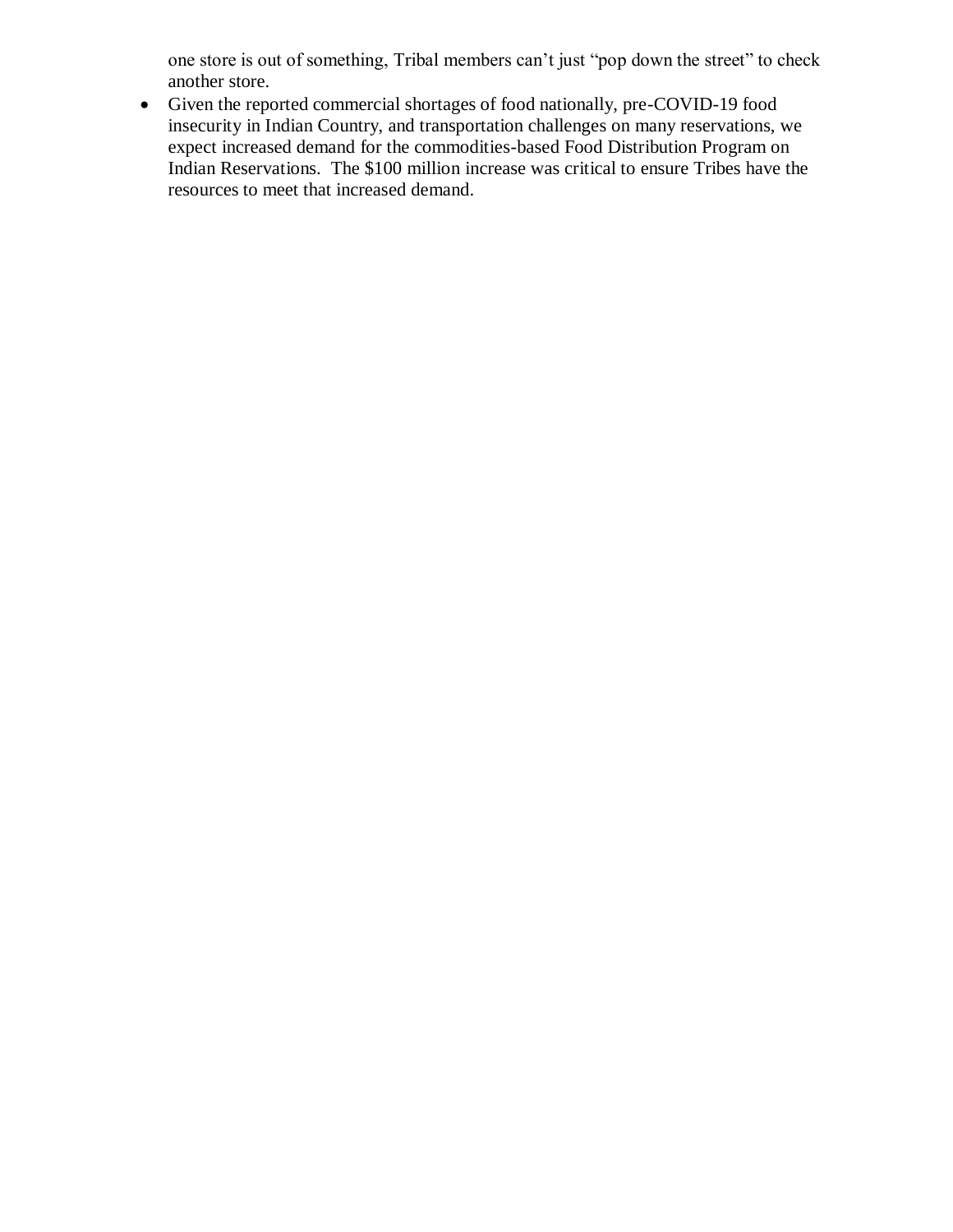one store is out of something, Tribal members can't just "pop down the street" to check another store.

- Given the reported commercial shortages of food nationally, pre-COVID-19 food insecurity in Indian Country, and transportation challenges on many reservations, we expect increased demand for the commodities-based Food Distribution Program on Indian Reservations. The $100 million increase was critical to ensure Tribes have the resources to meet that increased demand.